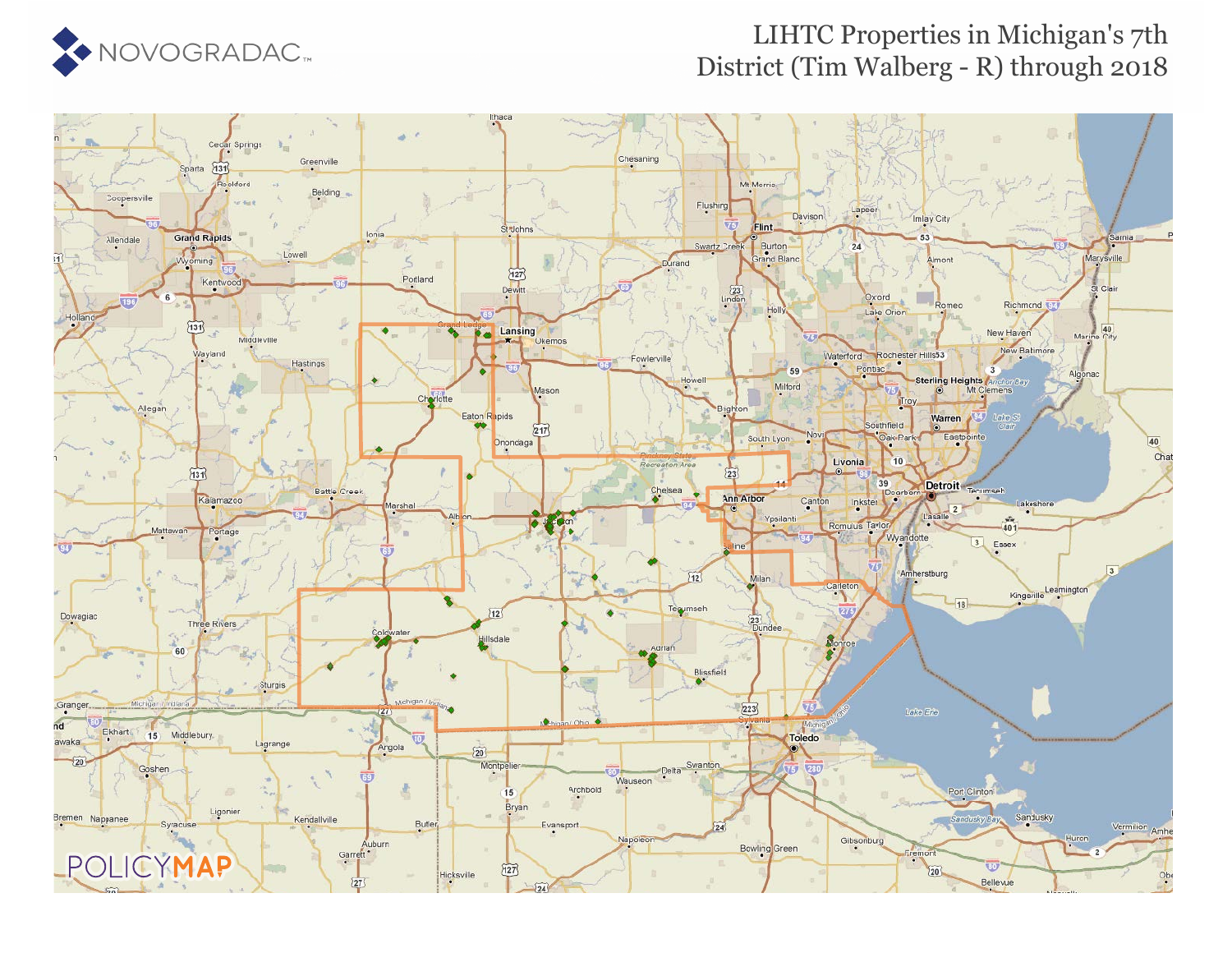# LIHTC Properties in Michigan's 7th District (Tim Walberg - R) through 2018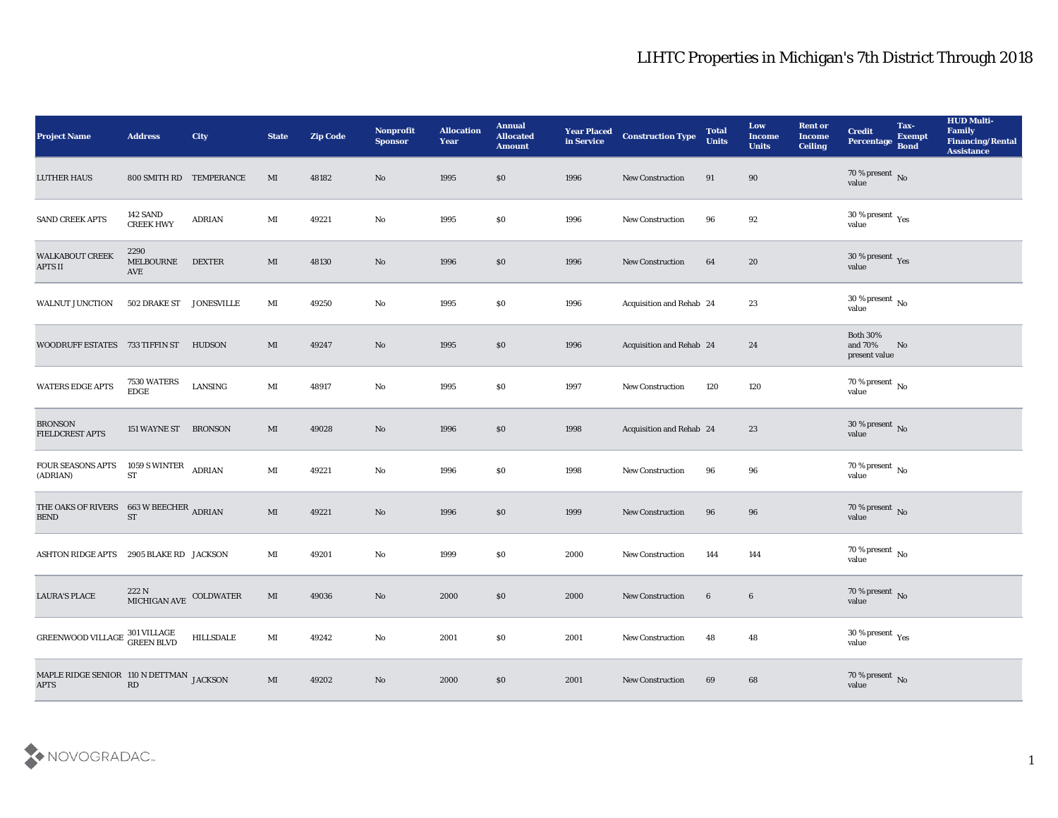# LIHTC Properties in Michigan's 7th District Through 2018

| Project Name | Address | City | State | Zip Code | Nonprofit Sponsor | Allocation Year | Annual Allocated Amount | Year Placed in Service | Construction Type | Total Units | Low Income Units | Rent or Income Ceiling | Credit Percentage | Tax-Exempt Bond | HUD Multi-Family Financing/Rental Assistance |
|---|---|---|---|---|---|---|---|---|---|---|---|---|---|---|---|
| LUTHER HAUS | 800 SMITH RD | TEMPERANCE | MI | 48182 | No | 1995 | $0 | 1996 | New Construction | 91 | 90 | | 70 % present value | No | |
| SAND CREEK APTS | 142 SAND CREEK HWY | ADRIAN | MI | 49221 | No | 1995 | $0 | 1996 | New Construction | 96 | 92 | | 30 % present value | Yes | |
| WALKABOUT CREEK APTS II | 2290 MELBOURNE AVE | DEXTER | MI | 48130 | No | 1996 | $0 | 1996 | New Construction | 64 | 20 | | 30 % present value | Yes | |
| WALNUT JUNCTION | 502 DRAKE ST | JONESVILLE | MI | 49250 | No | 1995 | $0 | 1996 | Acquisition and Rehab | 24 | 23 | | 30 % present value | No | |
| WOODRUFF ESTATES | 733 TIFFIN ST | HUDSON | MI | 49247 | No | 1995 | $0 | 1996 | Acquisition and Rehab | 24 | 24 | | Both 30% and 70% present value | No | |
| WATERS EDGE APTS | 7530 WATERS EDGE | LANSING | MI | 48917 | No | 1995 | $0 | 1997 | New Construction | 120 | 120 | | 70 % present value | No | |
| BRONSON FIELDCREST APTS | 151 WAYNE ST | BRONSON | MI | 49028 | No | 1996 | $0 | 1998 | Acquisition and Rehab | 24 | 23 | | 30 % present value | No | |
| FOUR SEASONS APTS (ADRIAN) | 1059 S WINTER ST | ADRIAN | MI | 49221 | No | 1996 | $0 | 1998 | New Construction | 96 | 96 | | 70 % present value | No | |
| THE OAKS OF RIVERS BEND | 663 W BEECHER ST | ADRIAN | MI | 49221 | No | 1996 | $0 | 1999 | New Construction | 96 | 96 | | 70 % present value | No | |
| ASHTON RIDGE APTS | 2905 BLAKE RD | JACKSON | MI | 49201 | No | 1999 | $0 | 2000 | New Construction | 144 | 144 | | 70 % present value | No | |
| LAURA'S PLACE | 222 N MICHIGAN AVE | COLDWATER | MI | 49036 | No | 2000 | $0 | 2000 | New Construction | 6 | 6 | | 70 % present value | No | |
| GREENWOOD VILLAGE | 301 VILLAGE GREEN BLVD | HILLSDALE | MI | 49242 | No | 2001 | $0 | 2001 | New Construction | 48 | 48 | | 30 % present value | Yes | |
| MAPLE RIDGE SENIOR APTS | 110 N DETTMAN RD | JACKSON | MI | 49202 | No | 2000 | $0 | 2001 | New Construction | 69 | 68 | | 70 % present value | No | |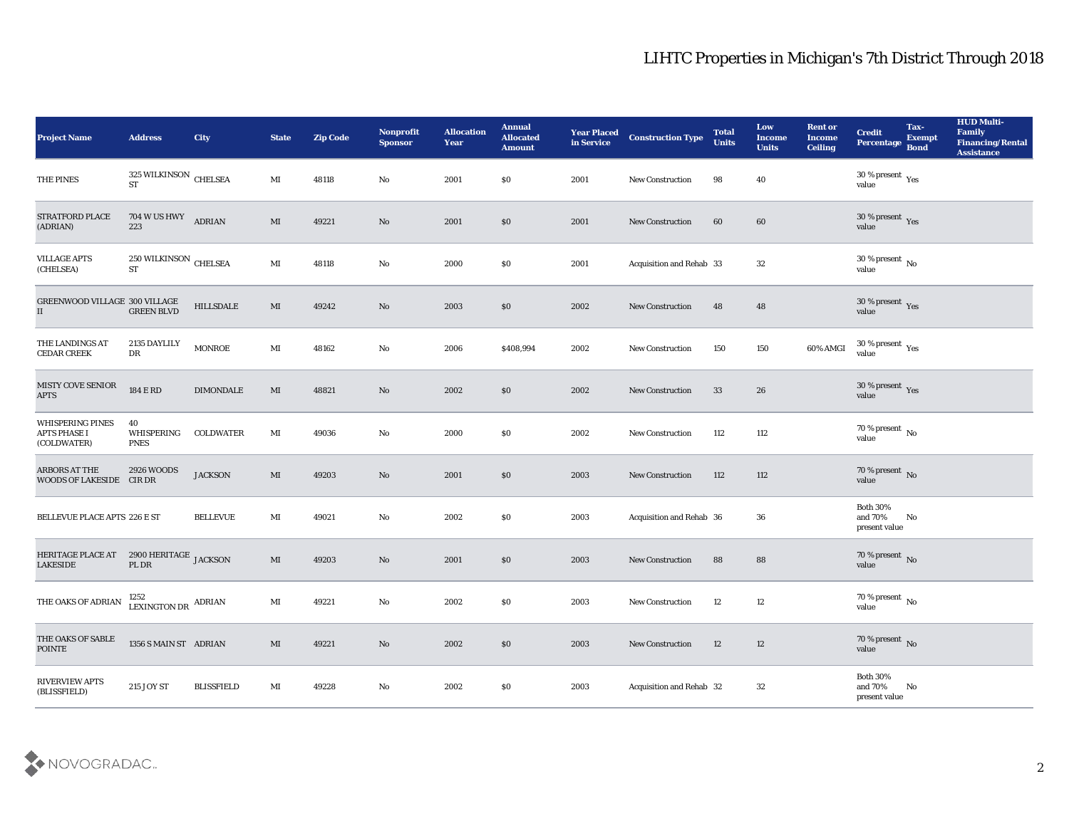# LIHTC Properties in Michigan's 7th District Through 2018

| Project Name | Address | City | State | Zip Code | Nonprofit Sponsor | Allocation Year | Annual Allocated Amount | Year Placed in Service | Construction Type | Total Units | Low Income Units | Rent or Income Ceiling | Credit Percentage | Tax-Exempt Bond | HUD Multi-Family Financing/Rental Assistance |
|---|---|---|---|---|---|---|---|---|---|---|---|---|---|---|---|
| THE PINES | 325 WILKINSON ST | CHELSEA | MI | 48118 | No | 2001 | $0 | 2001 | New Construction | 98 | 40 | | 30 % present value | Yes | |
| STRATFORD PLACE (ADRIAN) | 704 W US HWY 223 | ADRIAN | MI | 49221 | No | 2001 | $0 | 2001 | New Construction | 60 | 60 | | 30 % present value | Yes | |
| VILLAGE APTS (CHELSEA) | 250 WILKINSON ST | CHELSEA | MI | 48118 | No | 2000 | $0 | 2001 | Acquisition and Rehab | 33 | 32 | | 30 % present value | No | |
| GREENWOOD VILLAGE II | 300 VILLAGE GREEN BLVD | HILLSDALE | MI | 49242 | No | 2003 | $0 | 2002 | New Construction | 48 | 48 | | 30 % present value | Yes | |
| THE LANDINGS AT CEDAR CREEK | 2135 DAYLILY DR | MONROE | MI | 48162 | No | 2006 | $408,994 | 2002 | New Construction | 150 | 150 | 60% AMGI | 30 % present value | Yes | |
| MISTY COVE SENIOR APTS | 184 E RD | DIMONDALE | MI | 48821 | No | 2002 | $0 | 2002 | New Construction | 33 | 26 | | 30 % present value | Yes | |
| WHISPERING PINES APTS PHASE I (COLDWATER) | 40 WHISPERING PNES | COLDWATER | MI | 49036 | No | 2000 | $0 | 2002 | New Construction | 112 | 112 | | 70 % present value | No | |
| ARBORS AT THE WOODS OF LAKESIDE | 2926 WOODS CIR DR | JACKSON | MI | 49203 | No | 2001 | $0 | 2003 | New Construction | 112 | 112 | | 70 % present value | No | |
| BELLEVUE PLACE APTS | 226 E ST | BELLEVUE | MI | 49021 | No | 2002 | $0 | 2003 | Acquisition and Rehab | 36 | 36 | | Both 30% and 70% present value | No | |
| HERITAGE PLACE AT LAKESIDE | 2900 HERITAGE PL DR | JACKSON | MI | 49203 | No | 2001 | $0 | 2003 | New Construction | 88 | 88 | | 70 % present value | No | |
| THE OAKS OF ADRIAN | 1252 LEXINGTON DR | ADRIAN | MI | 49221 | No | 2002 | $0 | 2003 | New Construction | 12 | 12 | | 70 % present value | No | |
| THE OAKS OF SABLE POINTE | 1356 S MAIN ST | ADRIAN | MI | 49221 | No | 2002 | $0 | 2003 | New Construction | 12 | 12 | | 70 % present value | No | |
| RIVERVIEW APTS (BLISSFIELD) | 215 JOY ST | BLISSFIELD | MI | 49228 | No | 2002 | $0 | 2003 | Acquisition and Rehab | 32 | 32 | | Both 30% and 70% present value | No | |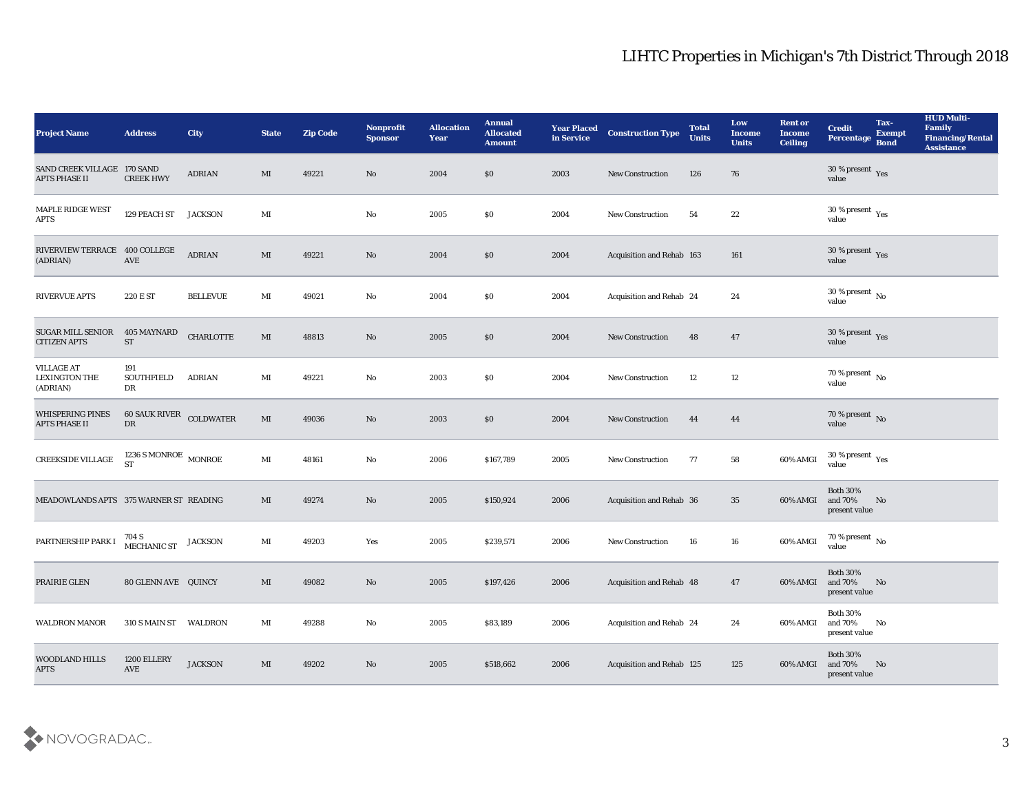# LIHTC Properties in Michigan's 7th District Through 2018

| Project Name | Address | City | State | Zip Code | Nonprofit Sponsor | Allocation Year | Annual Allocated Amount | Year Placed in Service | Construction Type | Total Units | Low Income Units | Rent or Income Ceiling | Credit Percentage | Tax-Exempt Bond | HUD Multi-Family Financing/Rental Assistance |
|---|---|---|---|---|---|---|---|---|---|---|---|---|---|---|---|
| SAND CREEK VILLAGE APTS PHASE II | 170 SAND CREEK HWY | ADRIAN | MI | 49221 | No | 2004 | $0 | 2003 | New Construction | 126 | 76 | | 30 % present value | Yes | |
| MAPLE RIDGE WEST APTS | 129 PEACH ST | JACKSON | MI | | No | 2005 | $0 | 2004 | New Construction | 54 | 22 | | 30 % present value | Yes | |
| RIVERVIEW TERRACE (ADRIAN) | 400 COLLEGE AVE | ADRIAN | MI | 49221 | No | 2004 | $0 | 2004 | Acquisition and Rehab | 163 | 161 | | 30 % present value | Yes | |
| RIVERVUE APTS | 220 E ST | BELLEVUE | MI | 49021 | No | 2004 | $0 | 2004 | Acquisition and Rehab | 24 | 24 | | 30 % present value | No | |
| SUGAR MILL SENIOR CITIZEN APTS | 405 MAYNARD ST | CHARLOTTE | MI | 48813 | No | 2005 | $0 | 2004 | New Construction | 48 | 47 | | 30 % present value | Yes | |
| VILLAGE AT LEXINGTON THE (ADRIAN) | 191 SOUTHFIELD DR | ADRIAN | MI | 49221 | No | 2003 | $0 | 2004 | New Construction | 12 | 12 | | 70 % present value | No | |
| WHISPERING PINES APTS PHASE II | 60 SAUK RIVER DR | COLDWATER | MI | 49036 | No | 2003 | $0 | 2004 | New Construction | 44 | 44 | | 70 % present value | No | |
| CREEKSIDE VILLAGE | 1236 S MONROE ST | MONROE | MI | 48161 | No | 2006 | $167,789 | 2005 | New Construction | 77 | 58 | 60% AMGI | 30 % present value | Yes | |
| MEADOWLANDS APTS | 375 WARNER ST | READING | MI | 49274 | No | 2005 | $150,924 | 2006 | Acquisition and Rehab | 36 | 35 | 60% AMGI | Both 30% and 70% present value | No | |
| PARTNERSHIP PARK I | 704 S MECHANIC ST | JACKSON | MI | 49203 | Yes | 2005 | $239,571 | 2006 | New Construction | 16 | 16 | 60% AMGI | 70 % present value | No | |
| PRAIRIE GLEN | 80 GLENN AVE | QUINCY | MI | 49082 | No | 2005 | $197,426 | 2006 | Acquisition and Rehab | 48 | 47 | 60% AMGI | Both 30% and 70% present value | No | |
| WALDRON MANOR | 310 S MAIN ST | WALDRON | MI | 49288 | No | 2005 | $83,189 | 2006 | Acquisition and Rehab | 24 | 24 | 60% AMGI | Both 30% and 70% present value | No | |
| WOODLAND HILLS APTS | 1200 ELLERY AVE | JACKSON | MI | 49202 | No | 2005 | $518,662 | 2006 | Acquisition and Rehab | 125 | 125 | 60% AMGI | Both 30% and 70% present value | No | |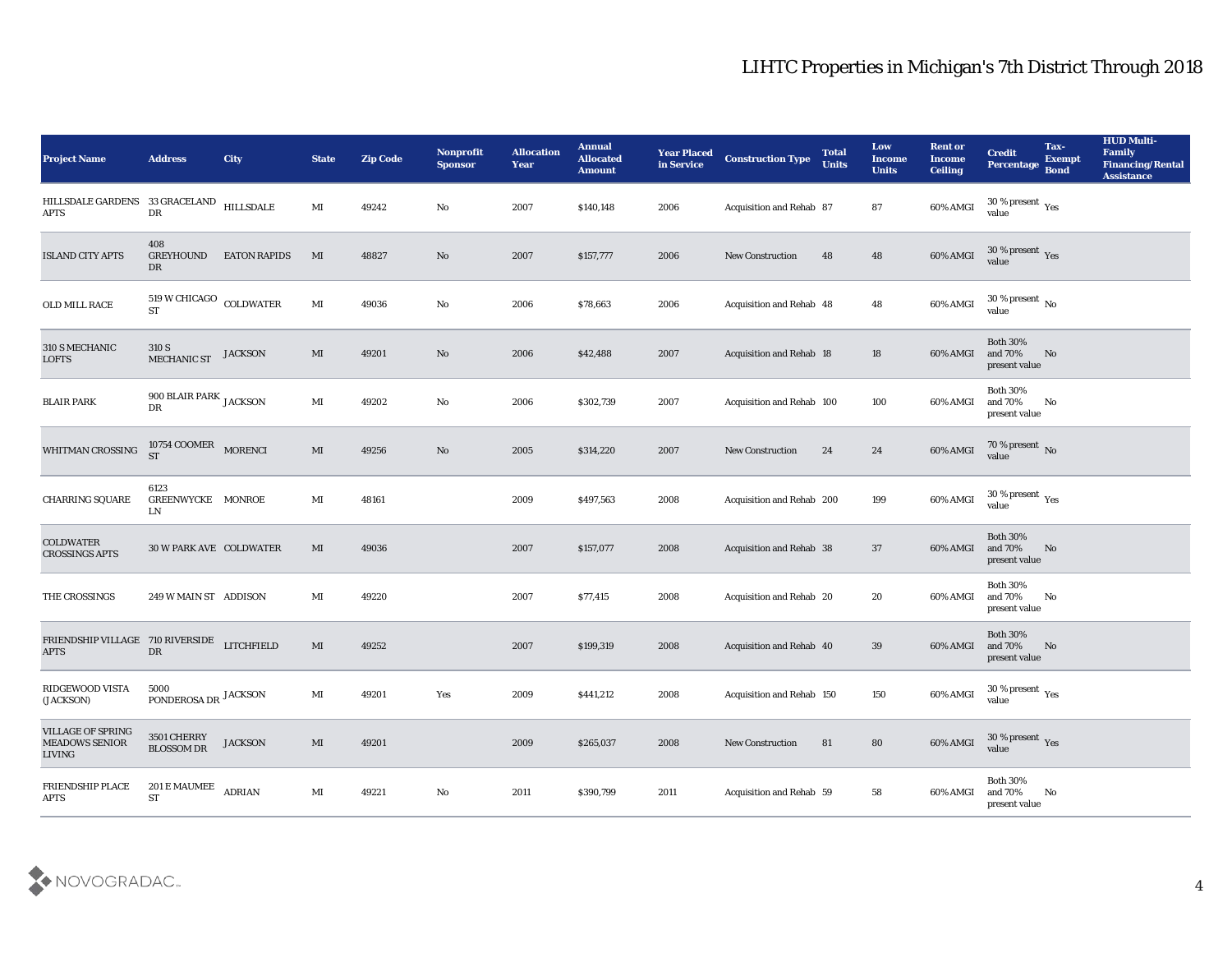# LIHTC Properties in Michigan's 7th District Through 2018

| Project Name | Address | City | State | Zip Code | Nonprofit Sponsor | Allocation Year | Annual Allocated Amount | Year Placed in Service | Construction Type | Total Units | Low Income Units | Rent or Income Ceiling | Credit Percentage | Tax-Exempt Bond | HUD Multi-Family Financing/Rental Assistance |
|---|---|---|---|---|---|---|---|---|---|---|---|---|---|---|---|
| HILLSDALE GARDENS APTS | 33 GRACELAND DR | HILLSDALE | MI | 49242 | No | 2007 | $140,148 | 2006 | Acquisition and Rehab | 87 | 87 | 60% AMGI | 30 % present value | Yes | |
| ISLAND CITY APTS | 408 GREYHOUND DR | EATON RAPIDS | MI | 48827 | No | 2007 | $157,777 | 2006 | New Construction | 48 | 48 | 60% AMGI | 30 % present value | Yes | |
| OLD MILL RACE | 519 W CHICAGO ST | COLDWATER | MI | 49036 | No | 2006 | $78,663 | 2006 | Acquisition and Rehab | 48 | 48 | 60% AMGI | 30 % present value | No | |
| 310 S MECHANIC LOFTS | 310 S MECHANIC ST | JACKSON | MI | 49201 | No | 2006 | $42,488 | 2007 | Acquisition and Rehab | 18 | 18 | 60% AMGI | Both 30% and 70% present value | No | |
| BLAIR PARK | 900 BLAIR PARK DR | JACKSON | MI | 49202 | No | 2006 | $302,739 | 2007 | Acquisition and Rehab | 100 | 100 | 60% AMGI | Both 30% and 70% present value | No | |
| WHITMAN CROSSING | 10754 COOMER ST | MORENCI | MI | 49256 | No | 2005 | $314,220 | 2007 | New Construction | 24 | 24 | 60% AMGI | 70 % present value | No | |
| CHARRING SQUARE | 6123 GREENWYCKE LN | MONROE | MI | 48161 | | 2009 | $497,563 | 2008 | Acquisition and Rehab | 200 | 199 | 60% AMGI | 30 % present value | Yes | |
| COLDWATER CROSSINGS APTS | 30 W PARK AVE | COLDWATER | MI | 49036 | | 2007 | $157,077 | 2008 | Acquisition and Rehab | 38 | 37 | 60% AMGI | Both 30% and 70% present value | No | |
| THE CROSSINGS | 249 W MAIN ST | ADDISON | MI | 49220 | | 2007 | $77,415 | 2008 | Acquisition and Rehab | 20 | 20 | 60% AMGI | Both 30% and 70% present value | No | |
| FRIENDSHIP VILLAGE APTS | 710 RIVERSIDE DR | LITCHFIELD | MI | 49252 | | 2007 | $199,319 | 2008 | Acquisition and Rehab | 40 | 39 | 60% AMGI | Both 30% and 70% present value | No | |
| RIDGEWOOD VISTA (JACKSON) | 5000 PONDEROSA DR | JACKSON | MI | 49201 | Yes | 2009 | $441,212 | 2008 | Acquisition and Rehab | 150 | 150 | 60% AMGI | 30 % present value | Yes | |
| VILLAGE OF SPRING MEADOWS SENIOR LIVING | 3501 CHERRY BLOSSOM DR | JACKSON | MI | 49201 | | 2009 | $265,037 | 2008 | New Construction | 81 | 80 | 60% AMGI | 30 % present value | Yes | |
| FRIENDSHIP PLACE APTS | 201 E MAUMEE ST | ADRIAN | MI | 49221 | No | 2011 | $390,799 | 2011 | Acquisition and Rehab | 59 | 58 | 60% AMGI | Both 30% and 70% present value | No | |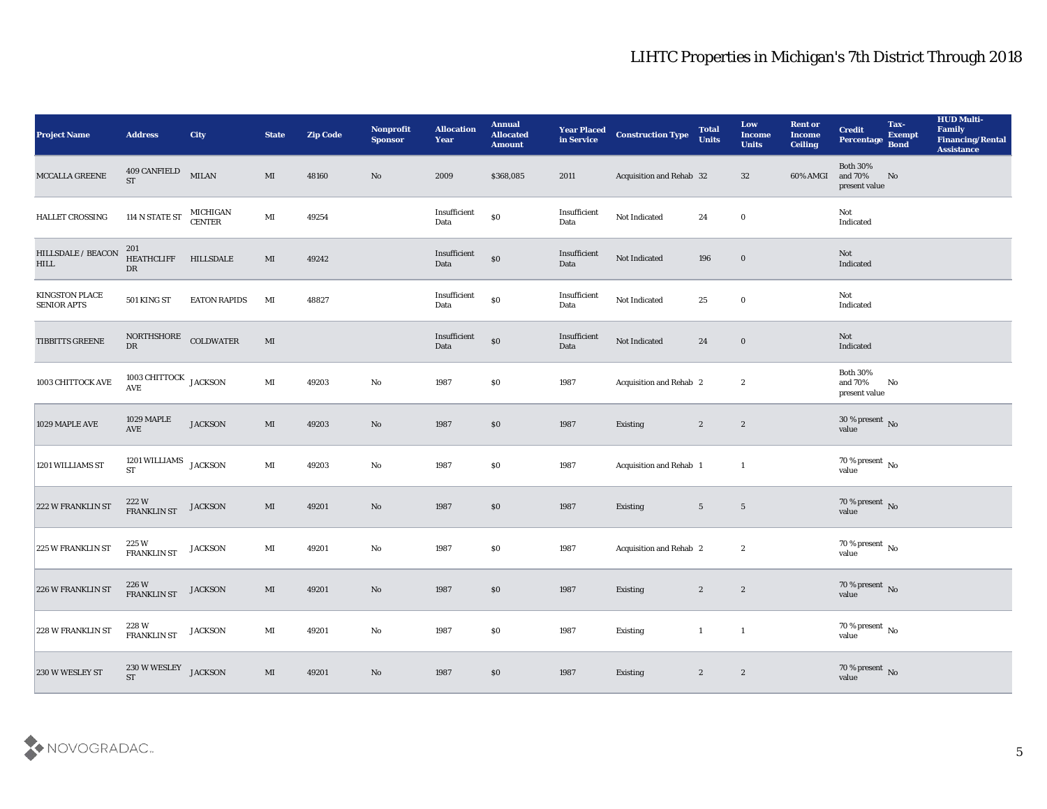# LIHTC Properties in Michigan's 7th District Through 2018

| Project Name | Address | City | State | Zip Code | Nonprofit Sponsor | Allocation Year | Annual Allocated Amount | Year Placed in Service | Construction Type | Total Units | Low Income Units | Rent or Income Ceiling | Credit Percentage | Tax-Exempt Bond | HUD Multi-Family Financing/Rental Assistance |
|---|---|---|---|---|---|---|---|---|---|---|---|---|---|---|---|
| MCCALLA GREENE | 409 CANFIELD ST | MILAN | MI | 48160 | No | 2009 | $368,085 | 2011 | Acquisition and Rehab | 32 | 32 | 60% AMGI | Both 30% and 70% present value | No | |
| HALLET CROSSING | 114 N STATE ST | MICHIGAN CENTER | MI | 49254 | | Insufficient Data | $0 | Insufficient Data | Not Indicated | 24 | 0 | | Not Indicated | | |
| HILLSDALE / BEACON HILL | 201 HEATHCLIFF DR | HILLSDALE | MI | 49242 | | Insufficient Data | $0 | Insufficient Data | Not Indicated | 196 | 0 | | Not Indicated | | |
| KINGSTON PLACE SENIOR APTS | 501 KING ST | EATON RAPIDS | MI | 48827 | | Insufficient Data | $0 | Insufficient Data | Not Indicated | 25 | 0 | | Not Indicated | | |
| TIBBITTS GREENE | NORTHSHORE DR | COLDWATER | MI | | | Insufficient Data | $0 | Insufficient Data | Not Indicated | 24 | 0 | | Not Indicated | | |
| 1003 CHITTOCK AVE | 1003 CHITTOCK AVE | JACKSON | MI | 49203 | No | 1987 | $0 | 1987 | Acquisition and Rehab | 2 | 2 | | Both 30% and 70% present value | No | |
| 1029 MAPLE AVE | 1029 MAPLE AVE | JACKSON | MI | 49203 | No | 1987 | $0 | 1987 | Existing | 2 | 2 | | 30 % present value | No | |
| 1201 WILLIAMS ST | 1201 WILLIAMS ST | JACKSON | MI | 49203 | No | 1987 | $0 | 1987 | Acquisition and Rehab | 1 | 1 | | 70 % present value | No | |
| 222 W FRANKLIN ST | 222 W FRANKLIN ST | JACKSON | MI | 49201 | No | 1987 | $0 | 1987 | Existing | 5 | 5 | | 70 % present value | No | |
| 225 W FRANKLIN ST | 225 W FRANKLIN ST | JACKSON | MI | 49201 | No | 1987 | $0 | 1987 | Acquisition and Rehab | 2 | 2 | | 70 % present value | No | |
| 226 W FRANKLIN ST | 226 W FRANKLIN ST | JACKSON | MI | 49201 | No | 1987 | $0 | 1987 | Existing | 2 | 2 | | 70 % present value | No | |
| 228 W FRANKLIN ST | 228 W FRANKLIN ST | JACKSON | MI | 49201 | No | 1987 | $0 | 1987 | Existing | 1 | 1 | | 70 % present value | No | |
| 230 W WESLEY ST | 230 W WESLEY ST | JACKSON | MI | 49201 | No | 1987 | $0 | 1987 | Existing | 2 | 2 | | 70 % present value | No | |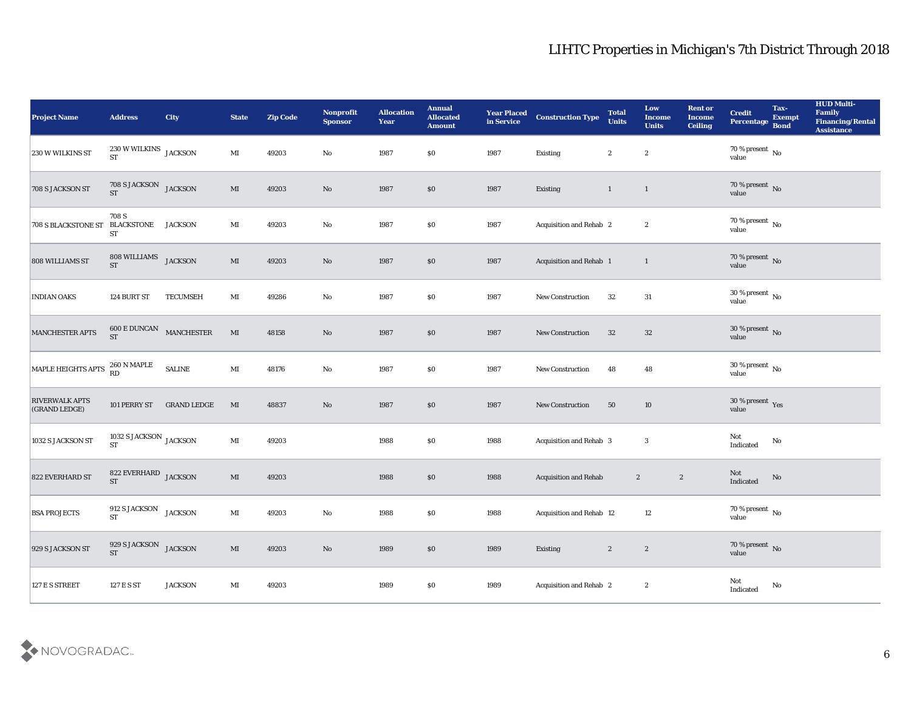| Project Name | Address | City | State | Zip Code | Nonprofit Sponsor | Allocation Year | Annual Allocated Amount | Year Placed in Service | Construction Type | Total Units | Low Income Units | Rent or Income Ceiling | Credit Percentage | Tax-Exempt Bond | HUD Multi-Family Financing/Rental Assistance |
|---|---|---|---|---|---|---|---|---|---|---|---|---|---|---|---|
| 230 W WILKINS ST | 230 W WILKINS ST | JACKSON | MI | 49203 | No | 1987 | $0 | 1987 | Existing | 2 | 2 | | 70 % present value | No | |
| 708 S JACKSON ST | 708 S JACKSON ST | JACKSON | MI | 49203 | No | 1987 | $0 | 1987 | Existing | 1 | 1 | | 70 % present value | No | |
| 708 S BLACKSTONE ST | 708 S BLACKSTONE ST | JACKSON | MI | 49203 | No | 1987 | $0 | 1987 | Acquisition and Rehab | 2 | 2 | | 70 % present value | No | |
| 808 WILLIAMS ST | 808 WILLIAMS ST | JACKSON | MI | 49203 | No | 1987 | $0 | 1987 | Acquisition and Rehab | 1 | 1 | | 70 % present value | No | |
| INDIAN OAKS | 124 BURT ST | TECUMSEH | MI | 49286 | No | 1987 | $0 | 1987 | New Construction | 32 | 31 | | 30 % present value | No | |
| MANCHESTER APTS | 600 E DUNCAN ST | MANCHESTER | MI | 48158 | No | 1987 | $0 | 1987 | New Construction | 32 | 32 | | 30 % present value | No | |
| MAPLE HEIGHTS APTS | 260 N MAPLE RD | SALINE | MI | 48176 | No | 1987 | $0 | 1987 | New Construction | 48 | 48 | | 30 % present value | No | |
| RIVERWALK APTS (GRAND LEDGE) | 101 PERRY ST | GRAND LEDGE | MI | 48837 | No | 1987 | $0 | 1987 | New Construction | 50 | 10 | | 30 % present value | Yes | |
| 1032 S JACKSON ST | 1032 S JACKSON ST | JACKSON | MI | 49203 | | 1988 | $0 | 1988 | Acquisition and Rehab | 3 | 3 | | Not Indicated | No | |
| 822 EVERHARD ST | 822 EVERHARD ST | JACKSON | MI | 49203 | | 1988 | $0 | 1988 | Acquisition and Rehab | | 2 | 2 | Not Indicated | No | |
| BSA PROJECTS | 912 S JACKSON ST | JACKSON | MI | 49203 | No | 1988 | $0 | 1988 | Acquisition and Rehab | 12 | 12 | | 70 % present value | No | |
| 929 S JACKSON ST | 929 S JACKSON ST | JACKSON | MI | 49203 | No | 1989 | $0 | 1989 | Existing | 2 | 2 | | 70 % present value | No | |
| 127 E S STREET | 127 E S ST | JACKSON | MI | 49203 | | 1989 | $0 | 1989 | Acquisition and Rehab | 2 | 2 | | Not Indicated | No | |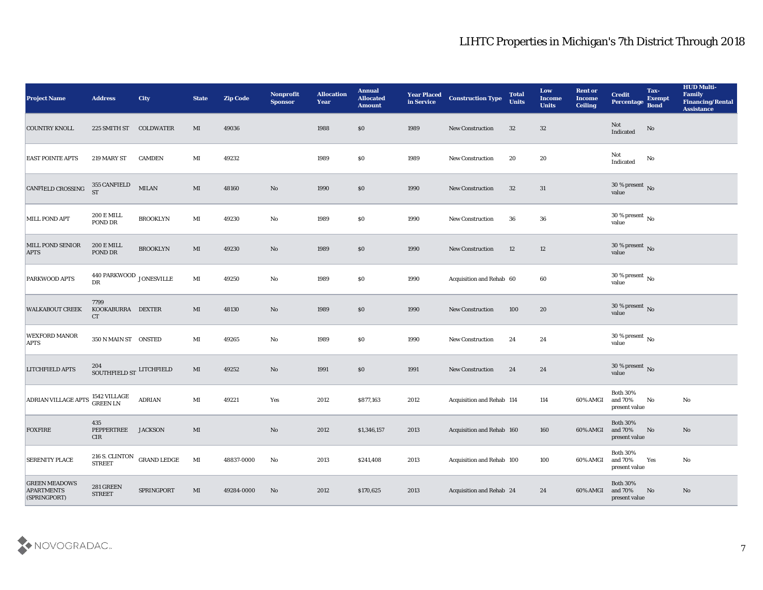# LIHTC Properties in Michigan's 7th District Through 2018

| Project Name | Address | City | State | Zip Code | Nonprofit Sponsor | Allocation Year | Annual Allocated Amount | Year Placed in Service | Construction Type | Total Units | Low Income Units | Rent or Income Ceiling | Credit Percentage | Tax-Exempt Bond | HUD Multi-Family Financing/Rental Assistance |
|---|---|---|---|---|---|---|---|---|---|---|---|---|---|---|---|
| COUNTRY KNOLL | 225 SMITH ST | COLDWATER | MI | 49036 | | 1988 | $0 | 1989 | New Construction | 32 | 32 | | Not Indicated | No | |
| EAST POINTE APTS | 219 MARY ST | CAMDEN | MI | 49232 | | 1989 | $0 | 1989 | New Construction | 20 | 20 | | Not Indicated | No | |
| CANFIELD CROSSING | 355 CANFIELD ST | MILAN | MI | 48160 | No | 1990 | $0 | 1990 | New Construction | 32 | 31 | | 30 % present value | No | |
| MILL POND APT | 200 E MILL POND DR | BROOKLYN | MI | 49230 | No | 1989 | $0 | 1990 | New Construction | 36 | 36 | | 30 % present value | No | |
| MILL POND SENIOR APTS | 200 E MILL POND DR | BROOKLYN | MI | 49230 | No | 1989 | $0 | 1990 | New Construction | 12 | 12 | | 30 % present value | No | |
| PARKWOOD APTS | 440 PARKWOOD DR | JONESVILLE | MI | 49250 | No | 1989 | $0 | 1990 | Acquisition and Rehab | 60 | 60 | | 30 % present value | No | |
| WALKABOUT CREEK | 7799 KOOKABURRA CT | DEXTER | MI | 48130 | No | 1989 | $0 | 1990 | New Construction | 100 | 20 | | 30 % present value | No | |
| WEXFORD MANOR APTS | 350 N MAIN ST | ONSTED | MI | 49265 | No | 1989 | $0 | 1990 | New Construction | 24 | 24 | | 30 % present value | No | |
| LITCHFIELD APTS | 204 SOUTHFIELD ST | LITCHFIELD | MI | 49252 | No | 1991 | $0 | 1991 | New Construction | 24 | 24 | | 30 % present value | No | |
| ADRIAN VILLAGE APTS | 1542 VILLAGE GREEN LN | ADRIAN | MI | 49221 | Yes | 2012 | $877,163 | 2012 | Acquisition and Rehab | 114 | 114 | 60% AMGI | Both 30% and 70% present value | No | No |
| FOXFIRE | 435 PEPPERTREE CIR | JACKSON | MI | | No | 2012 | $1,346,157 | 2013 | Acquisition and Rehab | 160 | 160 | 60% AMGI | Both 30% and 70% present value | No | No |
| SERENITY PLACE | 216 S. CLINTON STREET | GRAND LEDGE | MI | 48837-0000 | No | 2013 | $241,408 | 2013 | Acquisition and Rehab | 100 | 100 | 60% AMGI | Both 30% and 70% present value | Yes | No |
| GREEN MEADOWS APARTMENTS (SPRINGPORT) | 281 GREEN STREET | SPRINGPORT | MI | 49284-0000 | No | 2012 | $170,625 | 2013 | Acquisition and Rehab | 24 | 24 | 60% AMGI | Both 30% and 70% present value | No | No |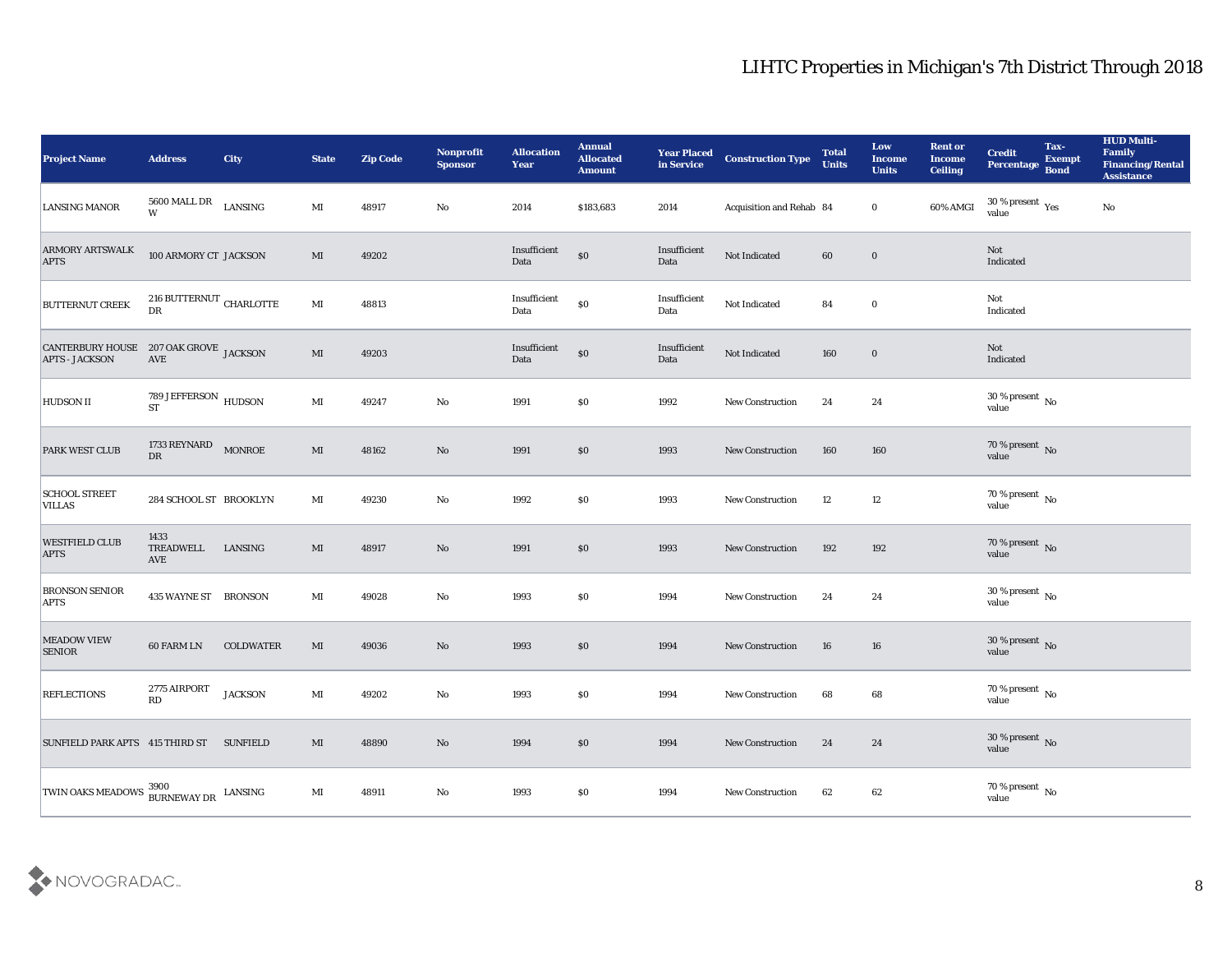# LIHTC Properties in Michigan's 7th District Through 2018

| Project Name | Address | City | State | Zip Code | Nonprofit Sponsor | Allocation Year | Annual Allocated Amount | Year Placed in Service | Construction Type | Total Units | Low Income Units | Rent or Income Ceiling | Credit Percentage | Tax-Exempt Bond | HUD Multi-Family Financing/Rental Assistance |
|---|---|---|---|---|---|---|---|---|---|---|---|---|---|---|---|
| LANSING MANOR | 5600 MALL DR W | LANSING | MI | 48917 | No | 2014 | $183,683 | 2014 | Acquisition and Rehab | 84 | 0 | 60% AMGI | 30 % present value | Yes | No |
| ARMORY ARTSWALK APTS | 100 ARMORY CT | JACKSON | MI | 49202 | | Insufficient Data | $0 | Insufficient Data | Not Indicated | 60 | 0 | | Not Indicated | | |
| BUTTERNUT CREEK | 216 BUTTERNUT DR | CHARLOTTE | MI | 48813 | | Insufficient Data | $0 | Insufficient Data | Not Indicated | 84 | 0 | | Not Indicated | | |
| CANTERBURY HOUSE APTS - JACKSON | 207 OAK GROVE AVE | JACKSON | MI | 49203 | | Insufficient Data | $0 | Insufficient Data | Not Indicated | 160 | 0 | | Not Indicated | | |
| HUDSON II | 789 JEFFERSON ST | HUDSON | MI | 49247 | No | 1991 | $0 | 1992 | New Construction | 24 | 24 | | 30 % present value | No | |
| PARK WEST CLUB | 1733 REYNARD DR | MONROE | MI | 48162 | No | 1991 | $0 | 1993 | New Construction | 160 | 160 | | 70 % present value | No | |
| SCHOOL STREET VILLAS | 284 SCHOOL ST | BROOKLYN | MI | 49230 | No | 1992 | $0 | 1993 | New Construction | 12 | 12 | | 70 % present value | No | |
| WESTFIELD CLUB APTS | 1433 TREADWELL AVE | LANSING | MI | 48917 | No | 1991 | $0 | 1993 | New Construction | 192 | 192 | | 70 % present value | No | |
| BRONSON SENIOR APTS | 435 WAYNE ST | BRONSON | MI | 49028 | No | 1993 | $0 | 1994 | New Construction | 24 | 24 | | 30 % present value | No | |
| MEADOW VIEW SENIOR | 60 FARM LN | COLDWATER | MI | 49036 | No | 1993 | $0 | 1994 | New Construction | 16 | 16 | | 30 % present value | No | |
| REFLECTIONS | 2775 AIRPORT RD | JACKSON | MI | 49202 | No | 1993 | $0 | 1994 | New Construction | 68 | 68 | | 70 % present value | No | |
| SUNFIELD PARK APTS | 415 THIRD ST | SUNFIELD | MI | 48890 | No | 1994 | $0 | 1994 | New Construction | 24 | 24 | | 30 % present value | No | |
| TWIN OAKS MEADOWS | 3900 BURNEWAY DR | LANSING | MI | 48911 | No | 1993 | $0 | 1994 | New Construction | 62 | 62 | | 70 % present value | No | |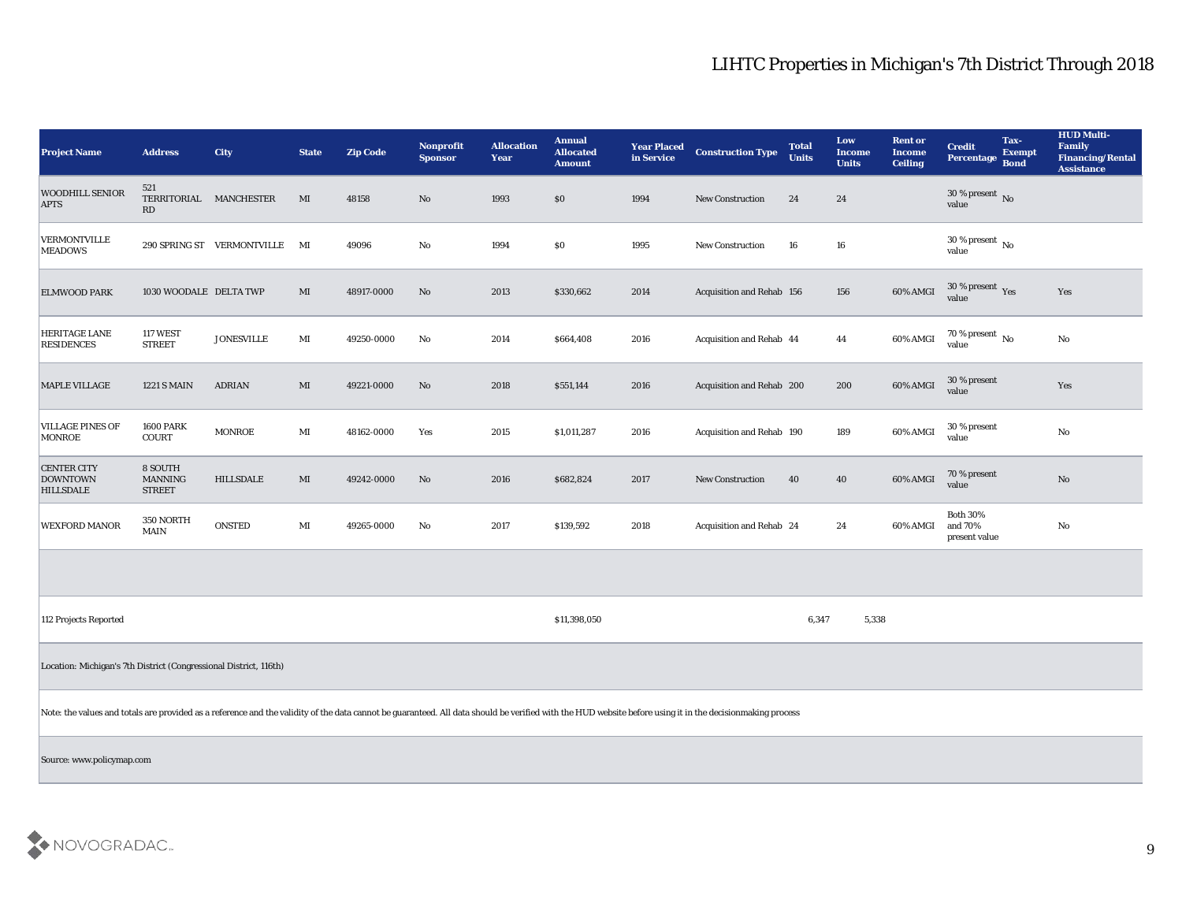## LIHTC Properties in Michigan's 7th District Through 2018

| Project Name | Address | City | State | Zip Code | Nonprofit Sponsor | Allocation Year | Annual Allocated Amount | Year Placed in Service | Construction Type | Total Units | Low Income Units | Rent or Income Ceiling | Credit Percentage | Tax-Exempt Bond | HUD Multi-Family Financing/Rental Assistance |
|---|---|---|---|---|---|---|---|---|---|---|---|---|---|---|---|
| WOODHILL SENIOR APTS | 521 TERRITORIAL RD | MANCHESTER | MI | 48158 | No | 1993 | $0 | 1994 | New Construction | 24 | 24 | | 30 % present value | No | |
| VERMONTVILLE MEADOWS | 290 SPRING ST | VERMONTVILLE | MI | 49096 | No | 1994 | $0 | 1995 | New Construction | 16 | 16 | | 30 % present value | No | |
| ELMWOOD PARK | 1030 WOODALE | DELTA TWP | MI | 48917-0000 | No | 2013 | $330,662 | 2014 | Acquisition and Rehab | 156 | 156 | 60% AMGI | 30 % present value | Yes | Yes |
| HERITAGE LANE RESIDENCES | 117 WEST STREET | JONESVILLE | MI | 49250-0000 | No | 2014 | $664,408 | 2016 | Acquisition and Rehab | 44 | 44 | 60% AMGI | 70 % present value | No | No |
| MAPLE VILLAGE | 1221 S MAIN | ADRIAN | MI | 49221-0000 | No | 2018 | $551,144 | 2016 | Acquisition and Rehab | 200 | 200 | 60% AMGI | 30 % present value | | Yes |
| VILLAGE PINES OF MONROE | 1600 PARK COURT | MONROE | MI | 48162-0000 | Yes | 2015 | $1,011,287 | 2016 | Acquisition and Rehab | 190 | 189 | 60% AMGI | 30 % present value | | No |
| CENTER CITY DOWNTOWN HILLSDALE | 8 SOUTH MANNING STREET | HILLSDALE | MI | 49242-0000 | No | 2016 | $682,824 | 2017 | New Construction | 40 | 40 | 60% AMGI | 70 % present value | | No |
| WEXFORD MANOR | 350 NORTH MAIN | ONSTED | MI | 49265-0000 | No | 2017 | $139,592 | 2018 | Acquisition and Rehab | 24 | 24 | 60% AMGI | Both 30% and 70% present value | | No |
| | | | | | | | | | | | | | | | |
| 112 Projects Reported | | | | | | | $11,398,050 | | | 6,347 | 5,338 | | | | |

Location: Michigan's 7th District (Congressional District, 116th)

Note: the values and totals are provided as a reference and the validity of the data cannot be guaranteed. All data should be verified with the HUD website before using it in the decisionmaking process

Source: www.policymap.com